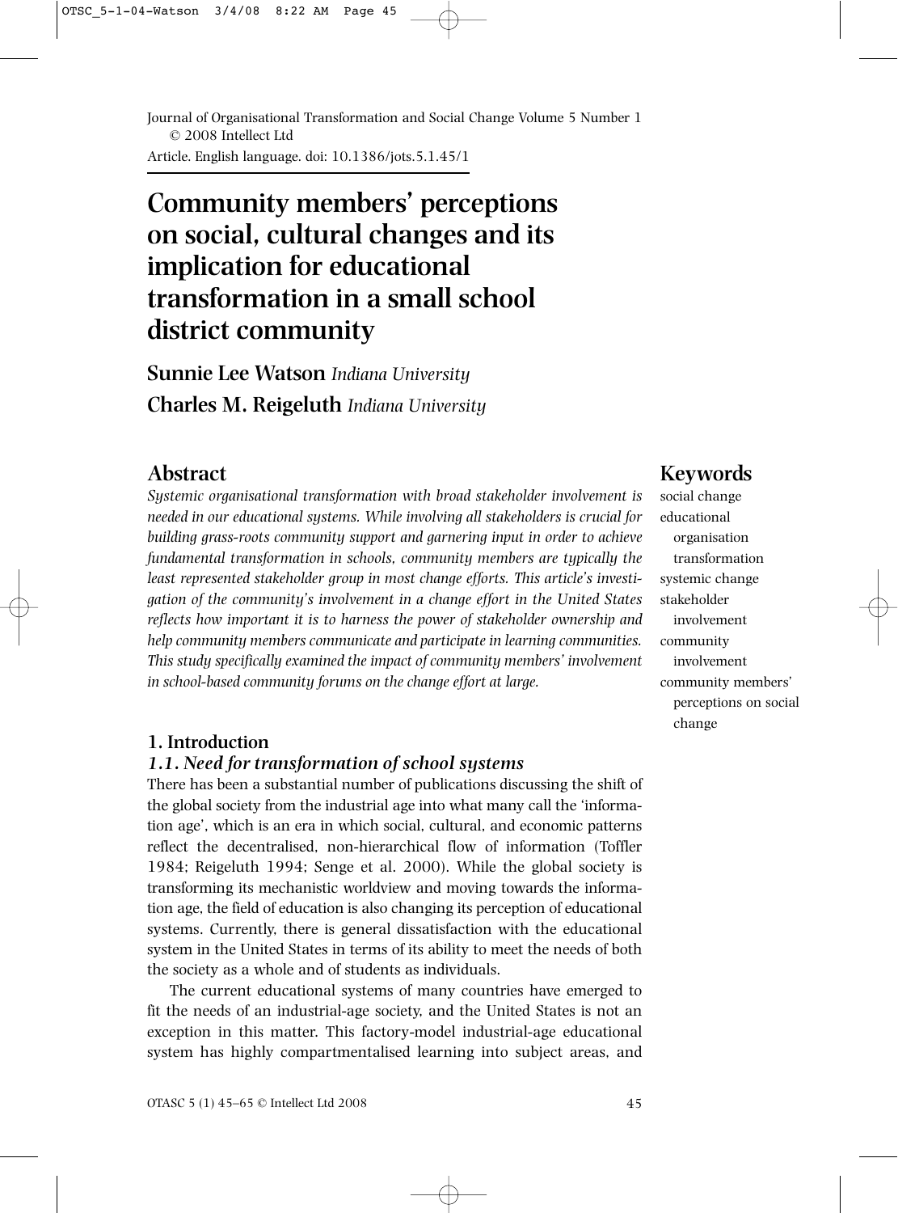Journal of Organisational Transformation and Social Change Volume 5 Number 1 © 2008 Intellect Ltd

Article. English language. doi: 10.1386/jots.5.1.45/1

# Community members' perceptions on social, cultural changes and its implication for educational transformation in a small school district community

**Sunnie Lee Watson** *Indiana University*

**Charles M. Reigeluth** *Indiana University*

## Abstract

*Systemic organisational transformation with broad stakeholder involvement is needed in our educational systems. While involving all stakeholders is crucial for building grass-roots community support and garnering input in order to achieve fundamental transformation in schools, community members are typically the least represented stakeholder group in most change efforts. This article's investigation of the community's involvement in a change effort in the United States reflects how important it is to harness the power of stakeholder ownership and help community members communicate and participate in learning communities. This study specifically examined the impact of community members' involvement in school-based community forums on the change effort at large.*

## Keywords

social change
educational organisation transformation
systemic change
stakeholder involvement
community involvement
community members' perceptions on social change

## 1. Introduction

### *1.1. Need for transformation of school systems*

There has been a substantial number of publications discussing the shift of the global society from the industrial age into what many call the 'information age', which is an era in which social, cultural, and economic patterns reflect the decentralised, non-hierarchical flow of information (Toffler 1984; Reigeluth 1994; Senge et al. 2000). While the global society is transforming its mechanistic worldview and moving towards the information age, the field of education is also changing its perception of educational systems. Currently, there is general dissatisfaction with the educational system in the United States in terms of its ability to meet the needs of both the society as a whole and of students as individuals.

The current educational systems of many countries have emerged to fit the needs of an industrial-age society, and the United States is not an exception in this matter. This factory-model industrial-age educational system has highly compartmentalised learning into subject areas, and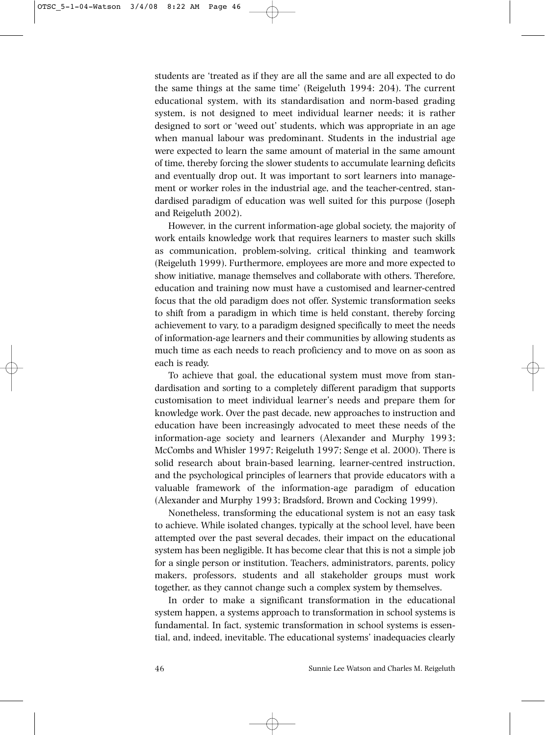students are 'treated as if they are all the same and are all expected to do the same things at the same time' (Reigeluth 1994: 204). The current educational system, with its standardisation and norm-based grading system, is not designed to meet individual learner needs; it is rather designed to sort or 'weed out' students, which was appropriate in an age when manual labour was predominant. Students in the industrial age were expected to learn the same amount of material in the same amount of time, thereby forcing the slower students to accumulate learning deficits and eventually drop out. It was important to sort learners into management or worker roles in the industrial age, and the teacher-centred, standardised paradigm of education was well suited for this purpose (Joseph and Reigeluth 2002).

However, in the current information-age global society, the majority of work entails knowledge work that requires learners to master such skills as communication, problem-solving, critical thinking and teamwork (Reigeluth 1999). Furthermore, employees are more and more expected to show initiative, manage themselves and collaborate with others. Therefore, education and training now must have a customised and learner-centred focus that the old paradigm does not offer. Systemic transformation seeks to shift from a paradigm in which time is held constant, thereby forcing achievement to vary, to a paradigm designed specifically to meet the needs of information-age learners and their communities by allowing students as much time as each needs to reach proficiency and to move on as soon as each is ready.

To achieve that goal, the educational system must move from standardisation and sorting to a completely different paradigm that supports customisation to meet individual learner's needs and prepare them for knowledge work. Over the past decade, new approaches to instruction and education have been increasingly advocated to meet these needs of the information-age society and learners (Alexander and Murphy 1993; McCombs and Whisler 1997; Reigeluth 1997; Senge et al. 2000). There is solid research about brain-based learning, learner-centred instruction, and the psychological principles of learners that provide educators with a valuable framework of the information-age paradigm of education (Alexander and Murphy 1993; Bradsford, Brown and Cocking 1999).

Nonetheless, transforming the educational system is not an easy task to achieve. While isolated changes, typically at the school level, have been attempted over the past several decades, their impact on the educational system has been negligible. It has become clear that this is not a simple job for a single person or institution. Teachers, administrators, parents, policy makers, professors, students and all stakeholder groups must work together, as they cannot change such a complex system by themselves.

In order to make a significant transformation in the educational system happen, a systems approach to transformation in school systems is fundamental. In fact, systemic transformation in school systems is essential, and, indeed, inevitable. The educational systems' inadequacies clearly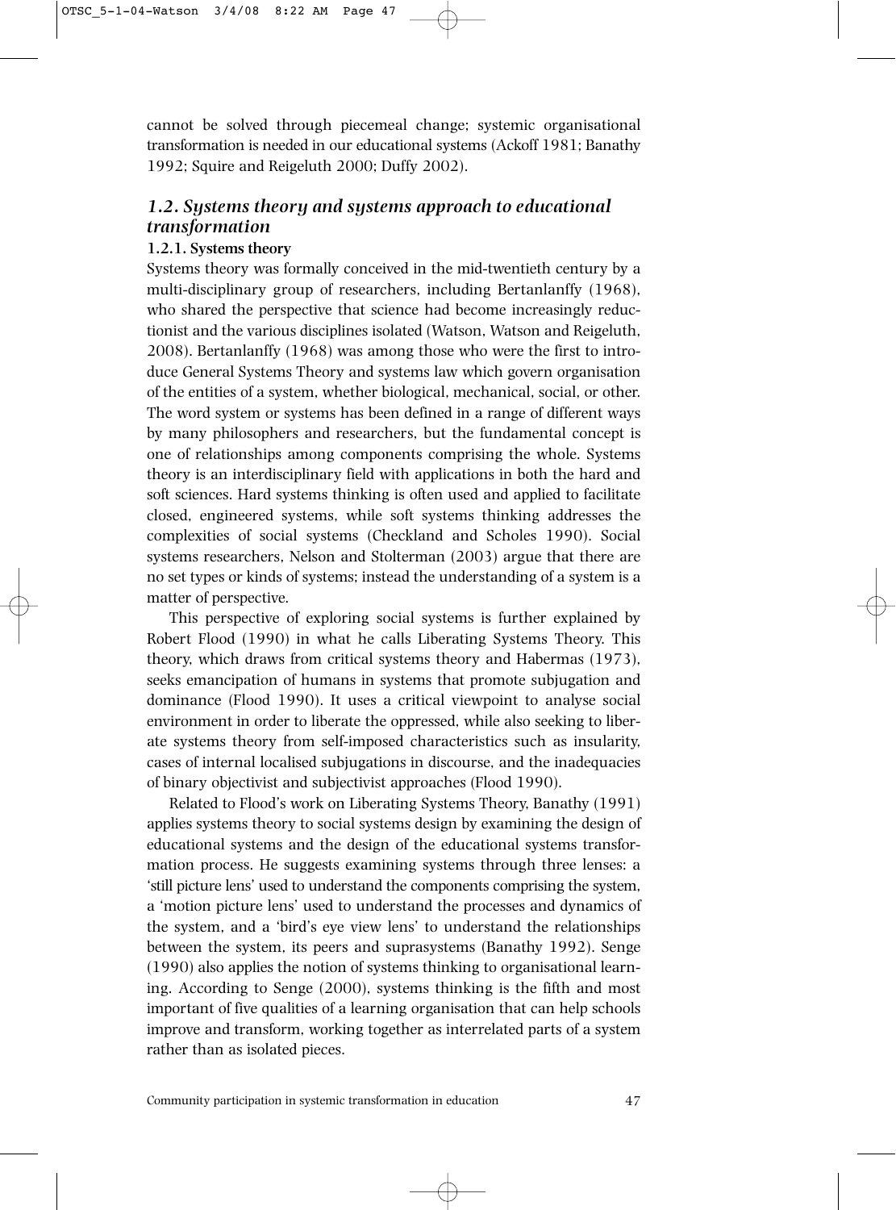cannot be solved through piecemeal change; systemic organisational transformation is needed in our educational systems (Ackoff 1981; Banathy 1992; Squire and Reigeluth 2000; Duffy 2002).

## *1.2. Systems theory and systems approach to educational transformation*

### 1.2.1. Systems theory

Systems theory was formally conceived in the mid-twentieth century by a multi-disciplinary group of researchers, including Bertanlanffy (1968), who shared the perspective that science had become increasingly reductionist and the various disciplines isolated (Watson, Watson and Reigeluth, 2008). Bertanlanffy (1968) was among those who were the first to introduce General Systems Theory and systems law which govern organisation of the entities of a system, whether biological, mechanical, social, or other. The word system or systems has been defined in a range of different ways by many philosophers and researchers, but the fundamental concept is one of relationships among components comprising the whole. Systems theory is an interdisciplinary field with applications in both the hard and soft sciences. Hard systems thinking is often used and applied to facilitate closed, engineered systems, while soft systems thinking addresses the complexities of social systems (Checkland and Scholes 1990). Social systems researchers, Nelson and Stolterman (2003) argue that there are no set types or kinds of systems; instead the understanding of a system is a matter of perspective.

This perspective of exploring social systems is further explained by Robert Flood (1990) in what he calls Liberating Systems Theory. This theory, which draws from critical systems theory and Habermas (1973), seeks emancipation of humans in systems that promote subjugation and dominance (Flood 1990). It uses a critical viewpoint to analyse social environment in order to liberate the oppressed, while also seeking to liberate systems theory from self-imposed characteristics such as insularity, cases of internal localised subjugations in discourse, and the inadequacies of binary objectivist and subjectivist approaches (Flood 1990).

Related to Flood's work on Liberating Systems Theory, Banathy (1991) applies systems theory to social systems design by examining the design of educational systems and the design of the educational systems transformation process. He suggests examining systems through three lenses: a 'still picture lens' used to understand the components comprising the system, a 'motion picture lens' used to understand the processes and dynamics of the system, and a 'bird's eye view lens' to understand the relationships between the system, its peers and suprasystems (Banathy 1992). Senge (1990) also applies the notion of systems thinking to organisational learning. According to Senge (2000), systems thinking is the fifth and most important of five qualities of a learning organisation that can help schools improve and transform, working together as interrelated parts of a system rather than as isolated pieces.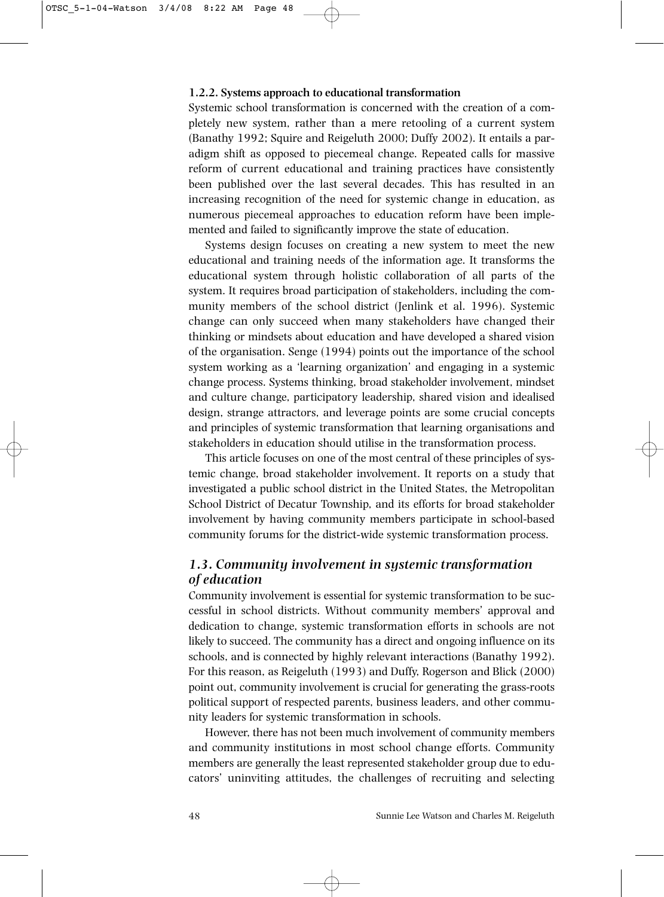### 1.2.2. Systems approach to educational transformation

Systemic school transformation is concerned with the creation of a completely new system, rather than a mere retooling of a current system (Banathy 1992; Squire and Reigeluth 2000; Duffy 2002). It entails a paradigm shift as opposed to piecemeal change. Repeated calls for massive reform of current educational and training practices have consistently been published over the last several decades. This has resulted in an increasing recognition of the need for systemic change in education, as numerous piecemeal approaches to education reform have been implemented and failed to significantly improve the state of education.

Systems design focuses on creating a new system to meet the new educational and training needs of the information age. It transforms the educational system through holistic collaboration of all parts of the system. It requires broad participation of stakeholders, including the community members of the school district (Jenlink et al. 1996). Systemic change can only succeed when many stakeholders have changed their thinking or mindsets about education and have developed a shared vision of the organisation. Senge (1994) points out the importance of the school system working as a 'learning organization' and engaging in a systemic change process. Systems thinking, broad stakeholder involvement, mindset and culture change, participatory leadership, shared vision and idealised design, strange attractors, and leverage points are some crucial concepts and principles of systemic transformation that learning organisations and stakeholders in education should utilise in the transformation process.

This article focuses on one of the most central of these principles of systemic change, broad stakeholder involvement. It reports on a study that investigated a public school district in the United States, the Metropolitan School District of Decatur Township, and its efforts for broad stakeholder involvement by having community members participate in school-based community forums for the district-wide systemic transformation process.

## *1.3. Community involvement in systemic transformation of education*

Community involvement is essential for systemic transformation to be successful in school districts. Without community members' approval and dedication to change, systemic transformation efforts in schools are not likely to succeed. The community has a direct and ongoing influence on its schools, and is connected by highly relevant interactions (Banathy 1992). For this reason, as Reigeluth (1993) and Duffy, Rogerson and Blick (2000) point out, community involvement is crucial for generating the grass-roots political support of respected parents, business leaders, and other community leaders for systemic transformation in schools.

However, there has not been much involvement of community members and community institutions in most school change efforts. Community members are generally the least represented stakeholder group due to educators' uninviting attitudes, the challenges of recruiting and selecting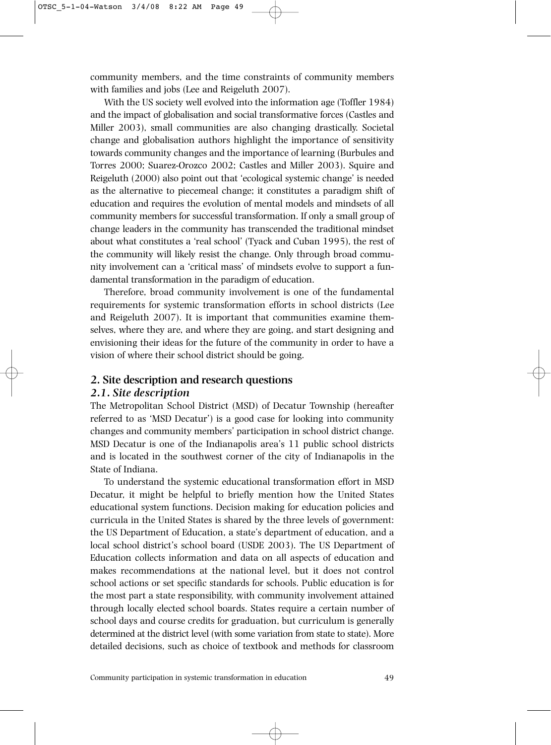community members, and the time constraints of community members with families and jobs (Lee and Reigeluth 2007).

With the US society well evolved into the information age (Toffler 1984) and the impact of globalisation and social transformative forces (Castles and Miller 2003), small communities are also changing drastically. Societal change and globalisation authors highlight the importance of sensitivity towards community changes and the importance of learning (Burbules and Torres 2000; Suarez-Orozco 2002; Castles and Miller 2003). Squire and Reigeluth (2000) also point out that 'ecological systemic change' is needed as the alternative to piecemeal change; it constitutes a paradigm shift of education and requires the evolution of mental models and mindsets of all community members for successful transformation. If only a small group of change leaders in the community has transcended the traditional mindset about what constitutes a 'real school' (Tyack and Cuban 1995), the rest of the community will likely resist the change. Only through broad community involvement can a 'critical mass' of mindsets evolve to support a fundamental transformation in the paradigm of education.

Therefore, broad community involvement is one of the fundamental requirements for systemic transformation efforts in school districts (Lee and Reigeluth 2007). It is important that communities examine themselves, where they are, and where they are going, and start designing and envisioning their ideas for the future of the community in order to have a vision of where their school district should be going.

## 2. Site description and research questions

### *2.1. Site description*

The Metropolitan School District (MSD) of Decatur Township (hereafter referred to as 'MSD Decatur') is a good case for looking into community changes and community members' participation in school district change. MSD Decatur is one of the Indianapolis area's 11 public school districts and is located in the southwest corner of the city of Indianapolis in the State of Indiana.

To understand the systemic educational transformation effort in MSD Decatur, it might be helpful to briefly mention how the United States educational system functions. Decision making for education policies and curricula in the United States is shared by the three levels of government: the US Department of Education, a state's department of education, and a local school district's school board (USDE 2003). The US Department of Education collects information and data on all aspects of education and makes recommendations at the national level, but it does not control school actions or set specific standards for schools. Public education is for the most part a state responsibility, with community involvement attained through locally elected school boards. States require a certain number of school days and course credits for graduation, but curriculum is generally determined at the district level (with some variation from state to state). More detailed decisions, such as choice of textbook and methods for classroom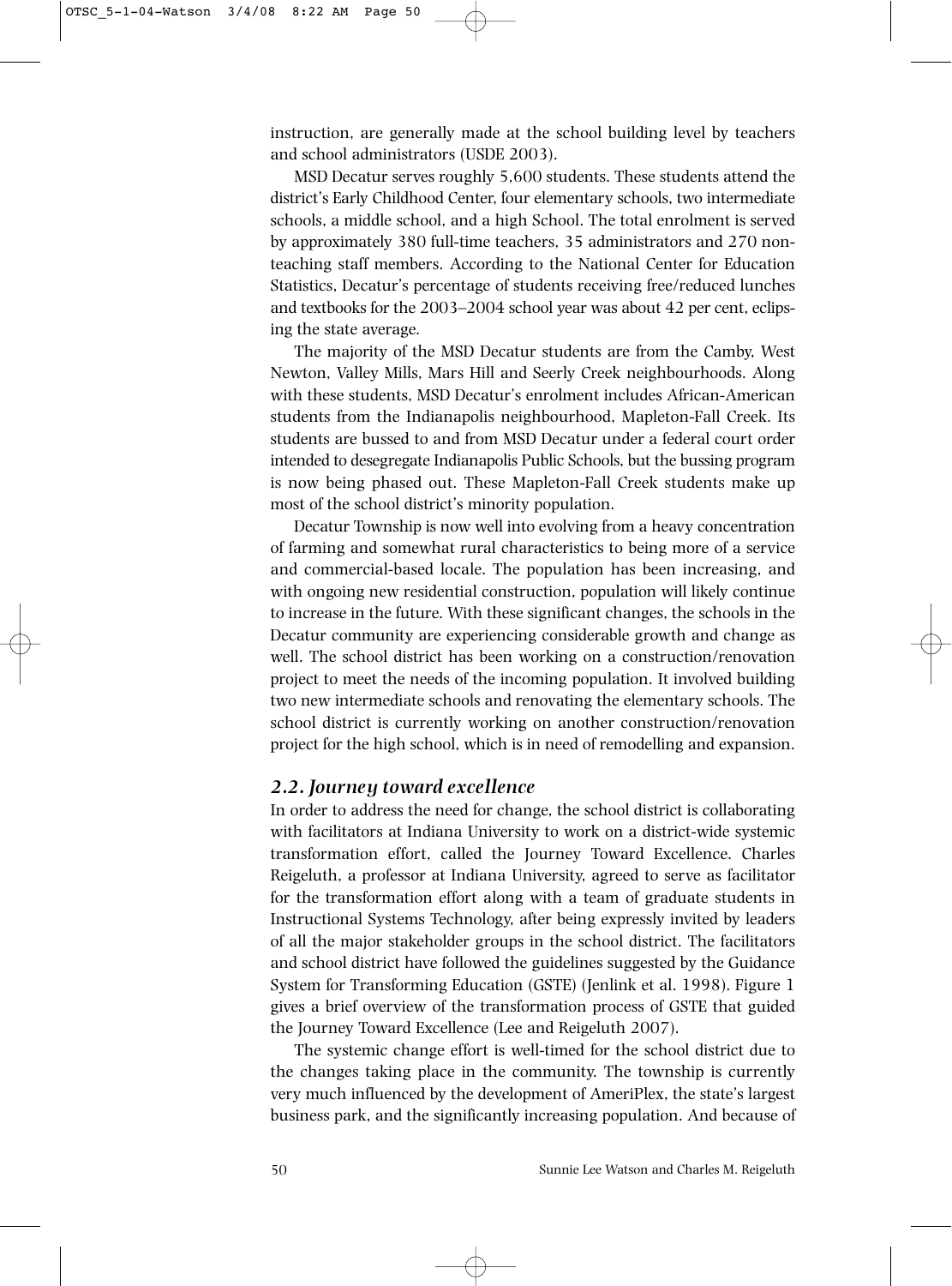instruction, are generally made at the school building level by teachers and school administrators (USDE 2003).

MSD Decatur serves roughly 5,600 students. These students attend the district's Early Childhood Center, four elementary schools, two intermediate schools, a middle school, and a high School. The total enrolment is served by approximately 380 full-time teachers, 35 administrators and 270 non-teaching staff members. According to the National Center for Education Statistics, Decatur's percentage of students receiving free/reduced lunches and textbooks for the 2003–2004 school year was about 42 per cent, eclipsing the state average.

The majority of the MSD Decatur students are from the Camby, West Newton, Valley Mills, Mars Hill and Seerly Creek neighbourhoods. Along with these students, MSD Decatur's enrolment includes African-American students from the Indianapolis neighbourhood, Mapleton-Fall Creek. Its students are bussed to and from MSD Decatur under a federal court order intended to desegregate Indianapolis Public Schools, but the bussing program is now being phased out. These Mapleton-Fall Creek students make up most of the school district's minority population.

Decatur Township is now well into evolving from a heavy concentration of farming and somewhat rural characteristics to being more of a service and commercial-based locale. The population has been increasing, and with ongoing new residential construction, population will likely continue to increase in the future. With these significant changes, the schools in the Decatur community are experiencing considerable growth and change as well. The school district has been working on a construction/renovation project to meet the needs of the incoming population. It involved building two new intermediate schools and renovating the elementary schools. The school district is currently working on another construction/renovation project for the high school, which is in need of remodelling and expansion.

### *2.2. Journey toward excellence*

In order to address the need for change, the school district is collaborating with facilitators at Indiana University to work on a district-wide systemic transformation effort, called the Journey Toward Excellence. Charles Reigeluth, a professor at Indiana University, agreed to serve as facilitator for the transformation effort along with a team of graduate students in Instructional Systems Technology, after being expressly invited by leaders of all the major stakeholder groups in the school district. The facilitators and school district have followed the guidelines suggested by the Guidance System for Transforming Education (GSTE) (Jenlink et al. 1998). Figure 1 gives a brief overview of the transformation process of GSTE that guided the Journey Toward Excellence (Lee and Reigeluth 2007).

The systemic change effort is well-timed for the school district due to the changes taking place in the community. The township is currently very much influenced by the development of AmeriPlex, the state's largest business park, and the significantly increasing population. And because of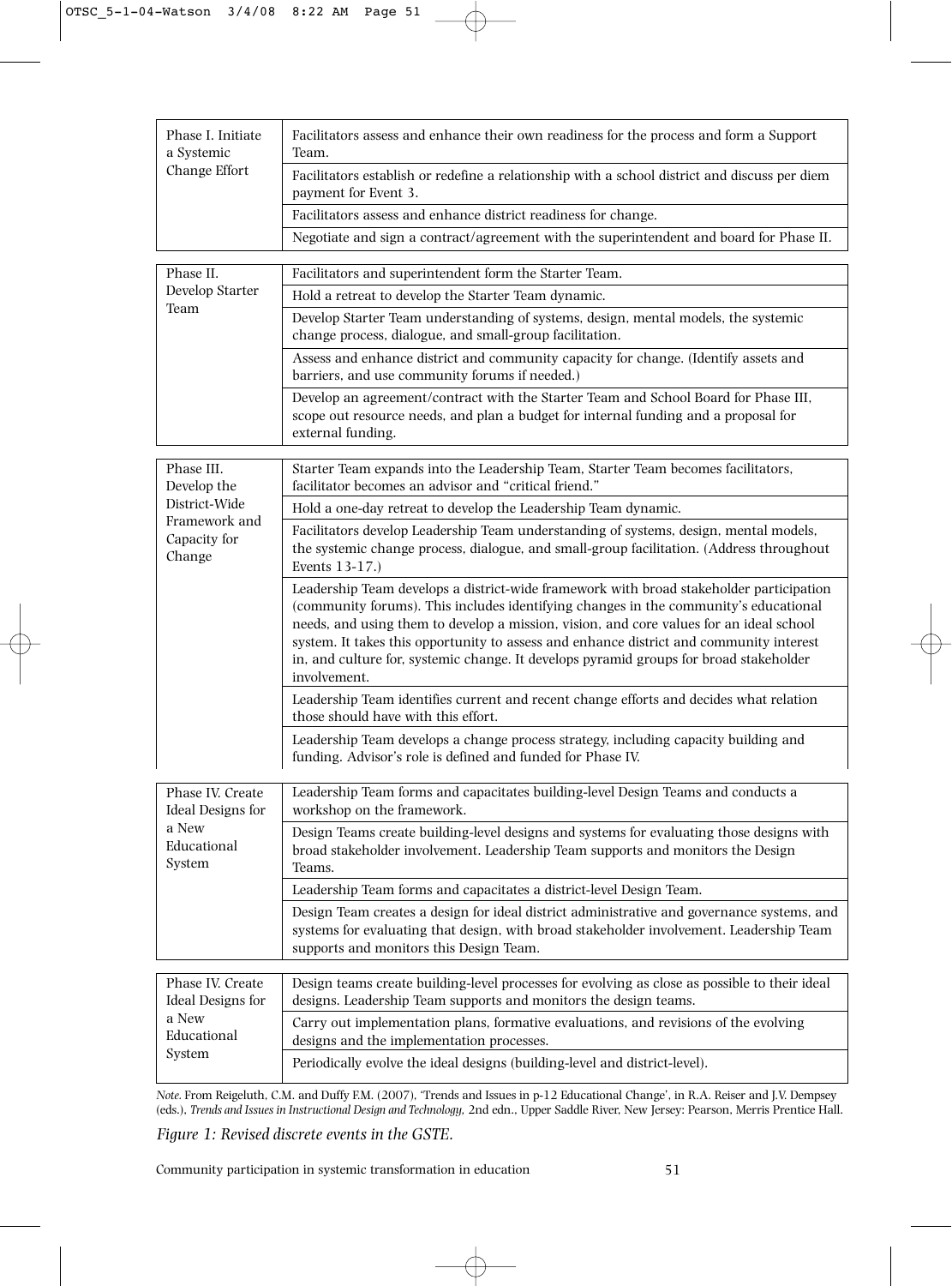| | |
|---|---|
| Phase I. Initiate a Systemic Change Effort | Facilitators assess and enhance their own readiness for the process and form a Support Team. |
| | Facilitators establish or redefine a relationship with a school district and discuss per diem payment for Event 3. |
| | Facilitators assess and enhance district readiness for change. |
| | Negotiate and sign a contract/agreement with the superintendent and board for Phase II. |
| Phase II. Develop Starter Team | Facilitators and superintendent form the Starter Team. |
| | Hold a retreat to develop the Starter Team dynamic. |
| | Develop Starter Team understanding of systems, design, mental models, the systemic change process, dialogue, and small-group facilitation. |
| | Assess and enhance district and community capacity for change. (Identify assets and barriers, and use community forums if needed.) |
| | Develop an agreement/contract with the Starter Team and School Board for Phase III, scope out resource needs, and plan a budget for internal funding and a proposal for external funding. |
| Phase III. Develop the District-Wide Framework and Capacity for Change | Starter Team expands into the Leadership Team, Starter Team becomes facilitators, facilitator becomes an advisor and "critical friend." |
| | Hold a one-day retreat to develop the Leadership Team dynamic. |
| | Facilitators develop Leadership Team understanding of systems, design, mental models, the systemic change process, dialogue, and small-group facilitation. (Address throughout Events 13-17.) |
| | Leadership Team develops a district-wide framework with broad stakeholder participation (community forums). This includes identifying changes in the community's educational needs, and using them to develop a mission, vision, and core values for an ideal school system. It takes this opportunity to assess and enhance district and community interest in, and culture for, systemic change. It develops pyramid groups for broad stakeholder involvement. |
| | Leadership Team identifies current and recent change efforts and decides what relation those should have with this effort. |
| | Leadership Team develops a change process strategy, including capacity building and funding. Advisor's role is defined and funded for Phase IV. |
| Phase IV. Create Ideal Designs for a New Educational System | Leadership Team forms and capacitates building-level Design Teams and conducts a workshop on the framework. |
| | Design Teams create building-level designs and systems for evaluating those designs with broad stakeholder involvement. Leadership Team supports and monitors the Design Teams. |
| | Leadership Team forms and capacitates a district-level Design Team. |
| | Design Team creates a design for ideal district administrative and governance systems, and systems for evaluating that design, with broad stakeholder involvement. Leadership Team supports and monitors this Design Team. |
| Phase IV. Create Ideal Designs for a New Educational System | Design teams create building-level processes for evolving as close as possible to their ideal designs. Leadership Team supports and monitors the design teams. |
| | Carry out implementation plans, formative evaluations, and revisions of the evolving designs and the implementation processes. |
| | Periodically evolve the ideal designs (building-level and district-level). |

*Note.* From Reigeluth, C.M. and Duffy F.M. (2007), 'Trends and Issues in p-12 Educational Change', in R.A. Reiser and J.V. Dempsey (eds.), *Trends and Issues in Instructional Design and Technology,* 2nd edn., Upper Saddle River, New Jersey: Pearson, Merris Prentice Hall.

*Figure 1: Revised discrete events in the GSTE.*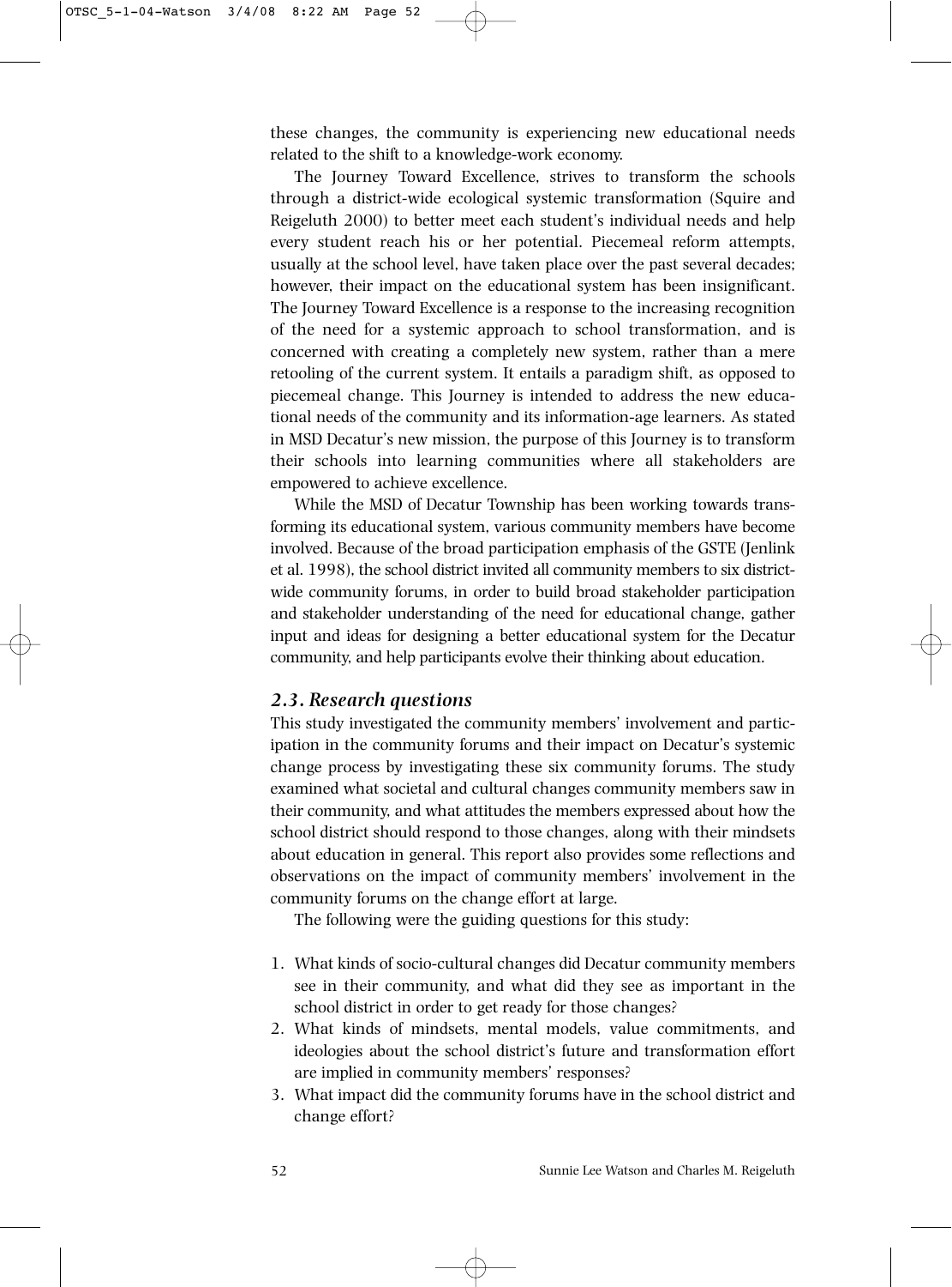these changes, the community is experiencing new educational needs related to the shift to a knowledge-work economy.

The Journey Toward Excellence, strives to transform the schools through a district-wide ecological systemic transformation (Squire and Reigeluth 2000) to better meet each student's individual needs and help every student reach his or her potential. Piecemeal reform attempts, usually at the school level, have taken place over the past several decades; however, their impact on the educational system has been insignificant. The Journey Toward Excellence is a response to the increasing recognition of the need for a systemic approach to school transformation, and is concerned with creating a completely new system, rather than a mere retooling of the current system. It entails a paradigm shift, as opposed to piecemeal change. This Journey is intended to address the new educational needs of the community and its information-age learners. As stated in MSD Decatur's new mission, the purpose of this Journey is to transform their schools into learning communities where all stakeholders are empowered to achieve excellence.

While the MSD of Decatur Township has been working towards transforming its educational system, various community members have become involved. Because of the broad participation emphasis of the GSTE (Jenlink et al. 1998), the school district invited all community members to six district-wide community forums, in order to build broad stakeholder participation and stakeholder understanding of the need for educational change, gather input and ideas for designing a better educational system for the Decatur community, and help participants evolve their thinking about education.

### *2.3. Research questions*

This study investigated the community members' involvement and participation in the community forums and their impact on Decatur's systemic change process by investigating these six community forums. The study examined what societal and cultural changes community members saw in their community, and what attitudes the members expressed about how the school district should respond to those changes, along with their mindsets about education in general. This report also provides some reflections and observations on the impact of community members' involvement in the community forums on the change effort at large.

The following were the guiding questions for this study:

1. What kinds of socio-cultural changes did Decatur community members see in their community, and what did they see as important in the school district in order to get ready for those changes?
2. What kinds of mindsets, mental models, value commitments, and ideologies about the school district's future and transformation effort are implied in community members' responses?
3. What impact did the community forums have in the school district and change effort?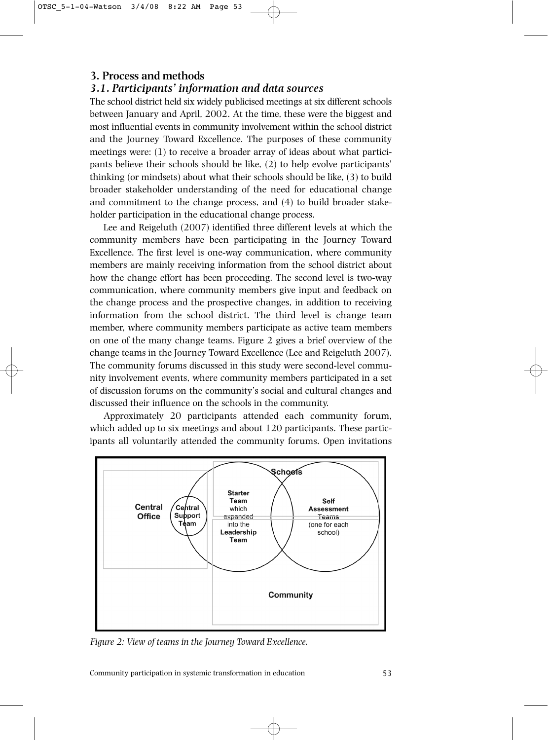## 3. Process and methods

### *3.1. Participants' information and data sources*

The school district held six widely publicised meetings at six different schools between January and April, 2002. At the time, these were the biggest and most influential events in community involvement within the school district and the Journey Toward Excellence. The purposes of these community meetings were: (1) to receive a broader array of ideas about what participants believe their schools should be like, (2) to help evolve participants' thinking (or mindsets) about what their schools should be like, (3) to build broader stakeholder understanding of the need for educational change and commitment to the change process, and (4) to build broader stakeholder participation in the educational change process.

Lee and Reigeluth (2007) identified three different levels at which the community members have been participating in the Journey Toward Excellence. The first level is one-way communication, where community members are mainly receiving information from the school district about how the change effort has been proceeding. The second level is two-way communication, where community members give input and feedback on the change process and the prospective changes, in addition to receiving information from the school district. The third level is change team member, where community members participate as active team members on one of the many change teams. Figure 2 gives a brief overview of the change teams in the Journey Toward Excellence (Lee and Reigeluth 2007). The community forums discussed in this study were second-level community involvement events, where community members participated in a set of discussion forums on the community's social and cultural changes and discussed their influence on the schools in the community.

Approximately 20 participants attended each community forum, which added up to six meetings and about 120 participants. These participants all voluntarily attended the community forums. Open invitations

Central Office | Central Support Team | Starter Team which expanded into the Leadership Team | Schools | Self Assessment Teams (one for each school) | Community

*Figure 2: View of teams in the Journey Toward Excellence.*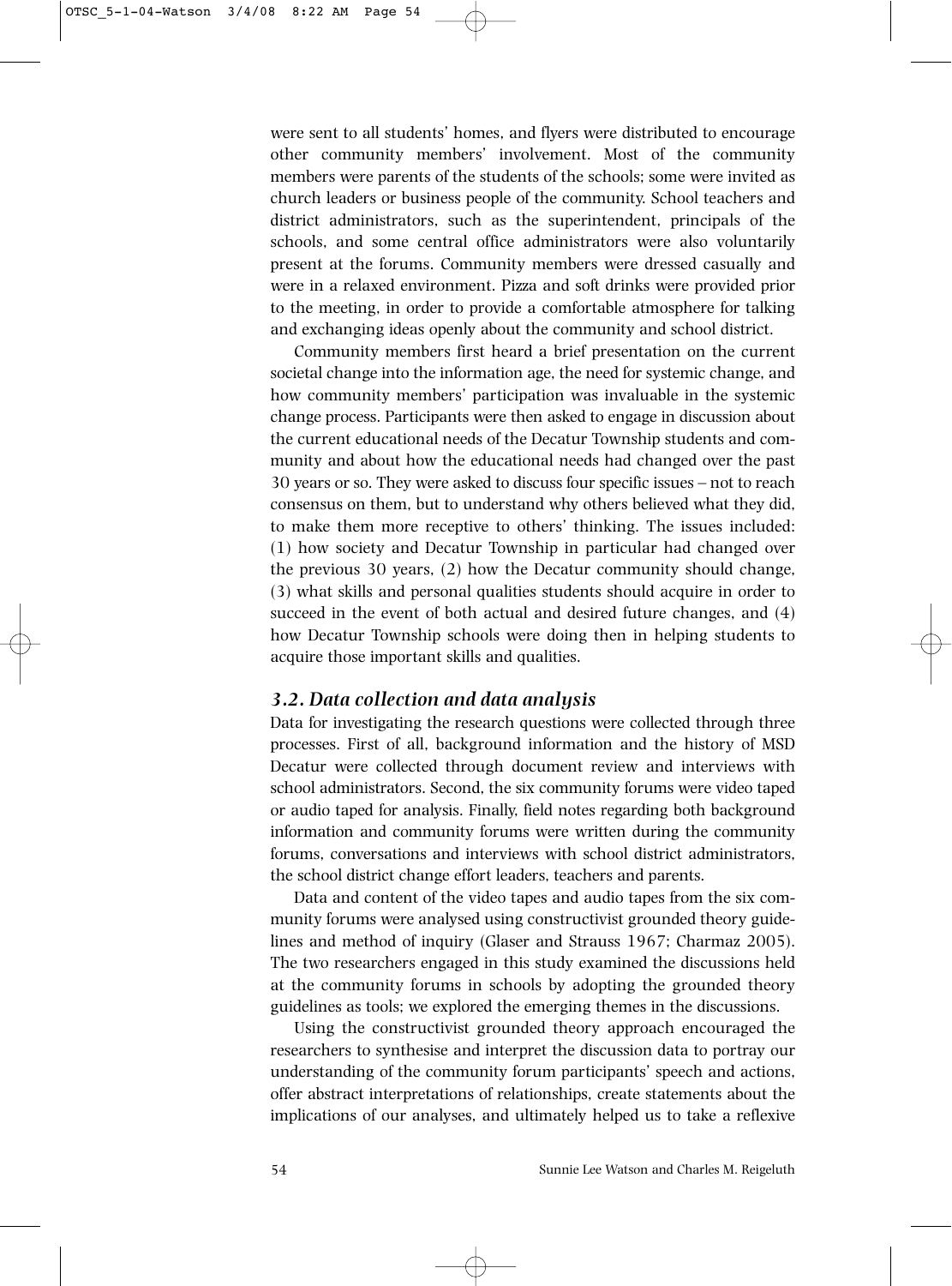were sent to all students' homes, and flyers were distributed to encourage other community members' involvement. Most of the community members were parents of the students of the schools; some were invited as church leaders or business people of the community. School teachers and district administrators, such as the superintendent, principals of the schools, and some central office administrators were also voluntarily present at the forums. Community members were dressed casually and were in a relaxed environment. Pizza and soft drinks were provided prior to the meeting, in order to provide a comfortable atmosphere for talking and exchanging ideas openly about the community and school district.

Community members first heard a brief presentation on the current societal change into the information age, the need for systemic change, and how community members' participation was invaluable in the systemic change process. Participants were then asked to engage in discussion about the current educational needs of the Decatur Township students and community and about how the educational needs had changed over the past 30 years or so. They were asked to discuss four specific issues – not to reach consensus on them, but to understand why others believed what they did, to make them more receptive to others' thinking. The issues included: (1) how society and Decatur Township in particular had changed over the previous 30 years, (2) how the Decatur community should change, (3) what skills and personal qualities students should acquire in order to succeed in the event of both actual and desired future changes, and (4) how Decatur Township schools were doing then in helping students to acquire those important skills and qualities.

### *3.2. Data collection and data analysis*

Data for investigating the research questions were collected through three processes. First of all, background information and the history of MSD Decatur were collected through document review and interviews with school administrators. Second, the six community forums were video taped or audio taped for analysis. Finally, field notes regarding both background information and community forums were written during the community forums, conversations and interviews with school district administrators, the school district change effort leaders, teachers and parents.

Data and content of the video tapes and audio tapes from the six community forums were analysed using constructivist grounded theory guidelines and method of inquiry (Glaser and Strauss 1967; Charmaz 2005). The two researchers engaged in this study examined the discussions held at the community forums in schools by adopting the grounded theory guidelines as tools; we explored the emerging themes in the discussions.

Using the constructivist grounded theory approach encouraged the researchers to synthesise and interpret the discussion data to portray our understanding of the community forum participants' speech and actions, offer abstract interpretations of relationships, create statements about the implications of our analyses, and ultimately helped us to take a reflexive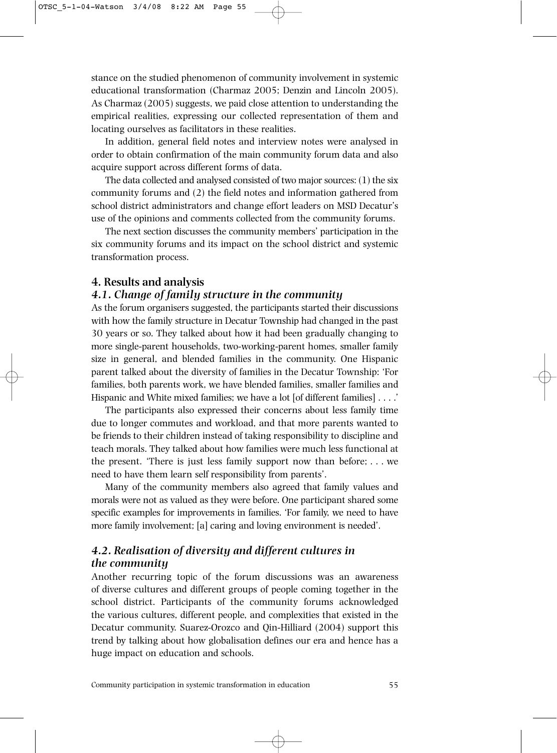stance on the studied phenomenon of community involvement in systemic educational transformation (Charmaz 2005; Denzin and Lincoln 2005). As Charmaz (2005) suggests, we paid close attention to understanding the empirical realities, expressing our collected representation of them and locating ourselves as facilitators in these realities.

In addition, general field notes and interview notes were analysed in order to obtain confirmation of the main community forum data and also acquire support across different forms of data.

The data collected and analysed consisted of two major sources: (1) the six community forums and (2) the field notes and information gathered from school district administrators and change effort leaders on MSD Decatur's use of the opinions and comments collected from the community forums.

The next section discusses the community members' participation in the six community forums and its impact on the school district and systemic transformation process.

## 4. Results and analysis

### *4.1. Change of family structure in the community*

As the forum organisers suggested, the participants started their discussions with how the family structure in Decatur Township had changed in the past 30 years or so. They talked about how it had been gradually changing to more single-parent households, two-working-parent homes, smaller family size in general, and blended families in the community. One Hispanic parent talked about the diversity of families in the Decatur Township: 'For families, both parents work, we have blended families, smaller families and Hispanic and White mixed families; we have a lot [of different families] . . . .'

The participants also expressed their concerns about less family time due to longer commutes and workload, and that more parents wanted to be friends to their children instead of taking responsibility to discipline and teach morals. They talked about how families were much less functional at the present. 'There is just less family support now than before; . . . we need to have them learn self responsibility from parents'.

Many of the community members also agreed that family values and morals were not as valued as they were before. One participant shared some specific examples for improvements in families. 'For family, we need to have more family involvement; [a] caring and loving environment is needed'.

### *4.2. Realisation of diversity and different cultures in the community*

Another recurring topic of the forum discussions was an awareness of diverse cultures and different groups of people coming together in the school district. Participants of the community forums acknowledged the various cultures, different people, and complexities that existed in the Decatur community. Suarez-Orozco and Qin-Hilliard (2004) support this trend by talking about how globalisation defines our era and hence has a huge impact on education and schools.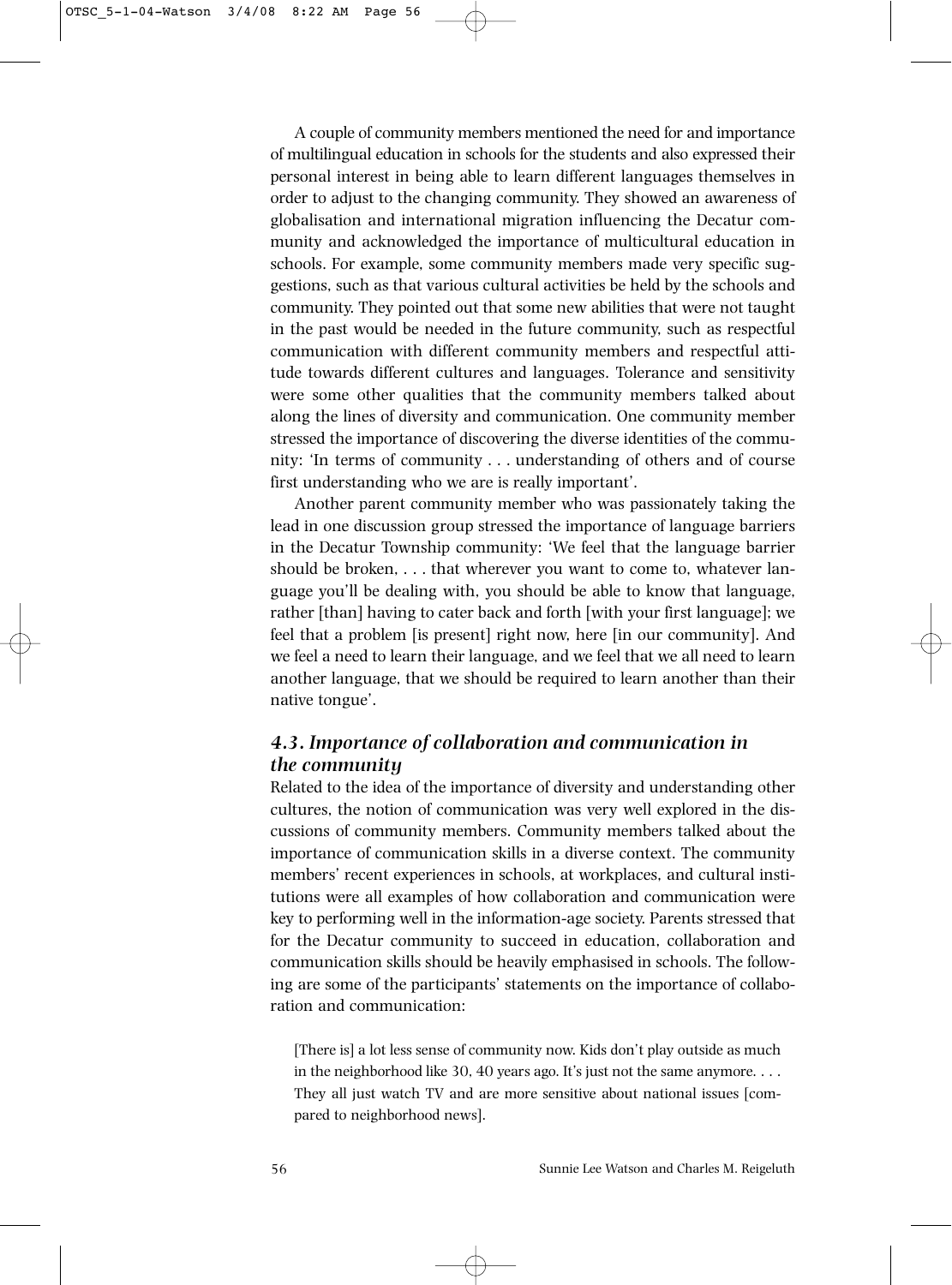A couple of community members mentioned the need for and importance of multilingual education in schools for the students and also expressed their personal interest in being able to learn different languages themselves in order to adjust to the changing community. They showed an awareness of globalisation and international migration influencing the Decatur community and acknowledged the importance of multicultural education in schools. For example, some community members made very specific suggestions, such as that various cultural activities be held by the schools and community. They pointed out that some new abilities that were not taught in the past would be needed in the future community, such as respectful communication with different community members and respectful attitude towards different cultures and languages. Tolerance and sensitivity were some other qualities that the community members talked about along the lines of diversity and communication. One community member stressed the importance of discovering the diverse identities of the community: 'In terms of community . . . understanding of others and of course first understanding who we are is really important'.

Another parent community member who was passionately taking the lead in one discussion group stressed the importance of language barriers in the Decatur Township community: 'We feel that the language barrier should be broken, . . . that wherever you want to come to, whatever language you'll be dealing with, you should be able to know that language, rather [than] having to cater back and forth [with your first language]; we feel that a problem [is present] right now, here [in our community]. And we feel a need to learn their language, and we feel that we all need to learn another language, that we should be required to learn another than their native tongue'.

### *4.3. Importance of collaboration and communication in the community*

Related to the idea of the importance of diversity and understanding other cultures, the notion of communication was very well explored in the discussions of community members. Community members talked about the importance of communication skills in a diverse context. The community members' recent experiences in schools, at workplaces, and cultural institutions were all examples of how collaboration and communication were key to performing well in the information-age society. Parents stressed that for the Decatur community to succeed in education, collaboration and communication skills should be heavily emphasised in schools. The following are some of the participants' statements on the importance of collaboration and communication:

> [There is] a lot less sense of community now. Kids don't play outside as much in the neighborhood like 30, 40 years ago. It's just not the same anymore. . . . They all just watch TV and are more sensitive about national issues [compared to neighborhood news].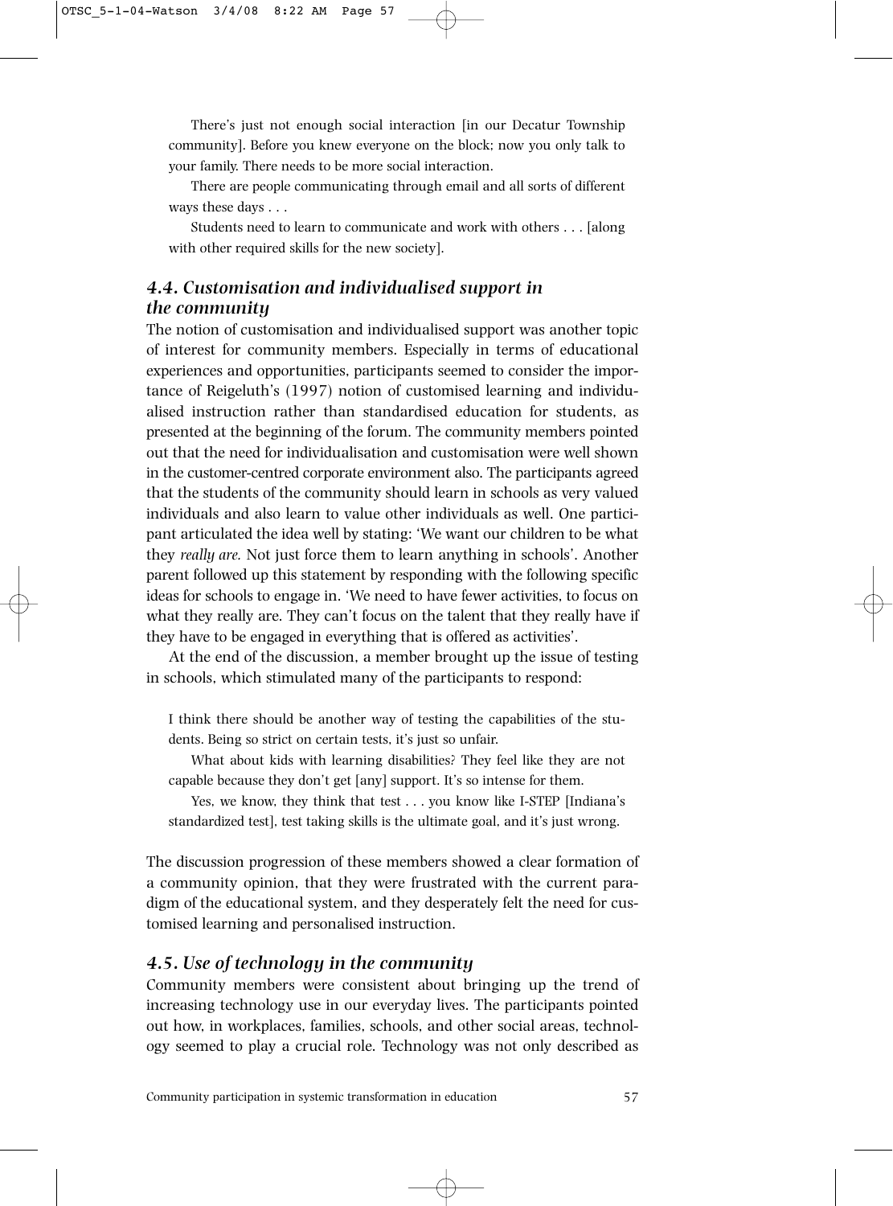There's just not enough social interaction [in our Decatur Township community]. Before you knew everyone on the block; now you only talk to your family. There needs to be more social interaction.

There are people communicating through email and all sorts of different ways these days . . .

Students need to learn to communicate and work with others . . . [along with other required skills for the new society].

### *4.4. Customisation and individualised support in the community*

The notion of customisation and individualised support was another topic of interest for community members. Especially in terms of educational experiences and opportunities, participants seemed to consider the importance of Reigeluth's (1997) notion of customised learning and individualised instruction rather than standardised education for students, as presented at the beginning of the forum. The community members pointed out that the need for individualisation and customisation were well shown in the customer-centred corporate environment also. The participants agreed that the students of the community should learn in schools as very valued individuals and also learn to value other individuals as well. One participant articulated the idea well by stating: 'We want our children to be what they *really are.* Not just force them to learn anything in schools'. Another parent followed up this statement by responding with the following specific ideas for schools to engage in. 'We need to have fewer activities, to focus on what they really are. They can't focus on the talent that they really have if they have to be engaged in everything that is offered as activities'.

At the end of the discussion, a member brought up the issue of testing in schools, which stimulated many of the participants to respond:

I think there should be another way of testing the capabilities of the students. Being so strict on certain tests, it's just so unfair.

What about kids with learning disabilities? They feel like they are not capable because they don't get [any] support. It's so intense for them.

Yes, we know, they think that test . . . you know like I-STEP [Indiana's standardized test], test taking skills is the ultimate goal, and it's just wrong.

The discussion progression of these members showed a clear formation of a community opinion, that they were frustrated with the current paradigm of the educational system, and they desperately felt the need for customised learning and personalised instruction.

### *4.5. Use of technology in the community*

Community members were consistent about bringing up the trend of increasing technology use in our everyday lives. The participants pointed out how, in workplaces, families, schools, and other social areas, technology seemed to play a crucial role. Technology was not only described as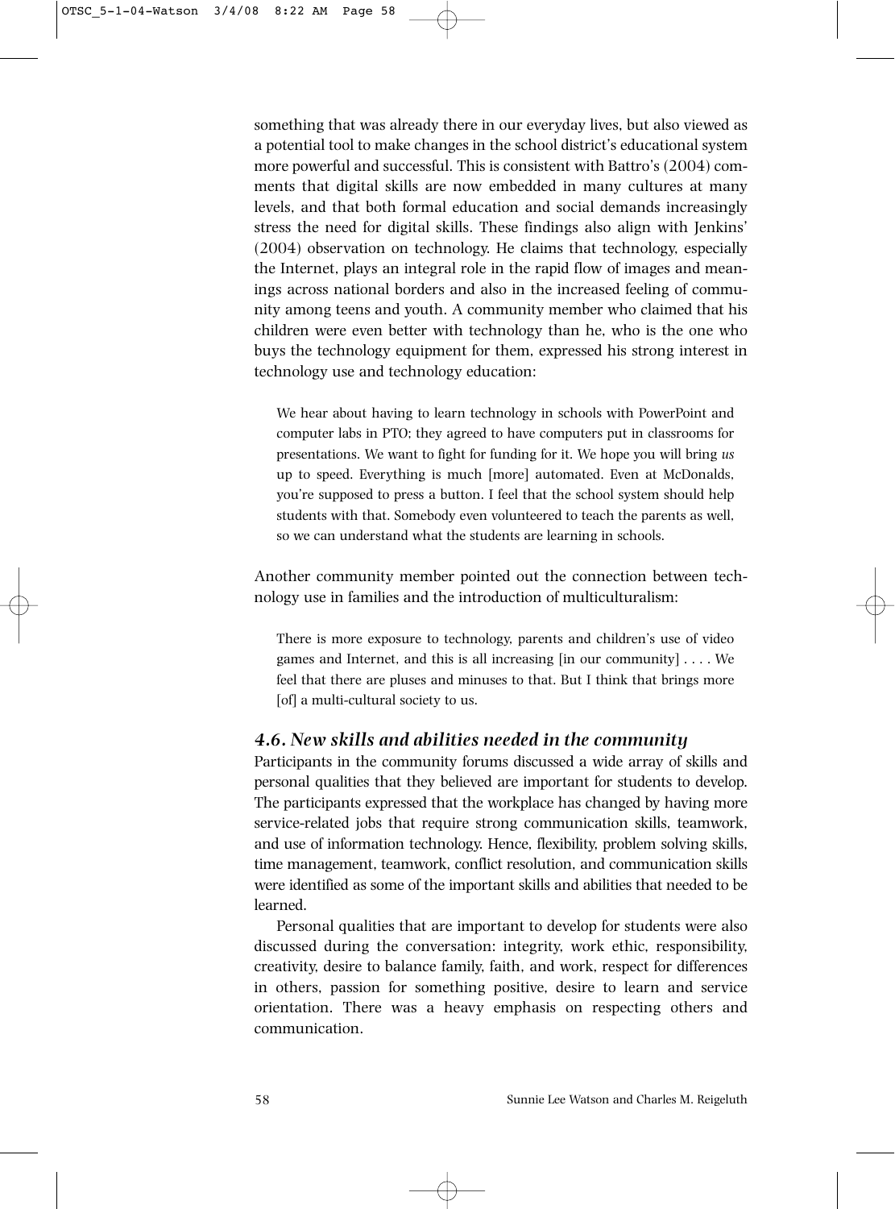something that was already there in our everyday lives, but also viewed as a potential tool to make changes in the school district's educational system more powerful and successful. This is consistent with Battro's (2004) comments that digital skills are now embedded in many cultures at many levels, and that both formal education and social demands increasingly stress the need for digital skills. These findings also align with Jenkins' (2004) observation on technology. He claims that technology, especially the Internet, plays an integral role in the rapid flow of images and meanings across national borders and also in the increased feeling of community among teens and youth. A community member who claimed that his children were even better with technology than he, who is the one who buys the technology equipment for them, expressed his strong interest in technology use and technology education:

> We hear about having to learn technology in schools with PowerPoint and computer labs in PTO; they agreed to have computers put in classrooms for presentations. We want to fight for funding for it. We hope you will bring *us* up to speed. Everything is much [more] automated. Even at McDonalds, you're supposed to press a button. I feel that the school system should help students with that. Somebody even volunteered to teach the parents as well, so we can understand what the students are learning in schools.

Another community member pointed out the connection between technology use in families and the introduction of multiculturalism:

> There is more exposure to technology, parents and children's use of video games and Internet, and this is all increasing [in our community] . . . . We feel that there are pluses and minuses to that. But I think that brings more [of] a multi-cultural society to us.

### *4.6. New skills and abilities needed in the community*

Participants in the community forums discussed a wide array of skills and personal qualities that they believed are important for students to develop. The participants expressed that the workplace has changed by having more service-related jobs that require strong communication skills, teamwork, and use of information technology. Hence, flexibility, problem solving skills, time management, teamwork, conflict resolution, and communication skills were identified as some of the important skills and abilities that needed to be learned.

Personal qualities that are important to develop for students were also discussed during the conversation: integrity, work ethic, responsibility, creativity, desire to balance family, faith, and work, respect for differences in others, passion for something positive, desire to learn and service orientation. There was a heavy emphasis on respecting others and communication.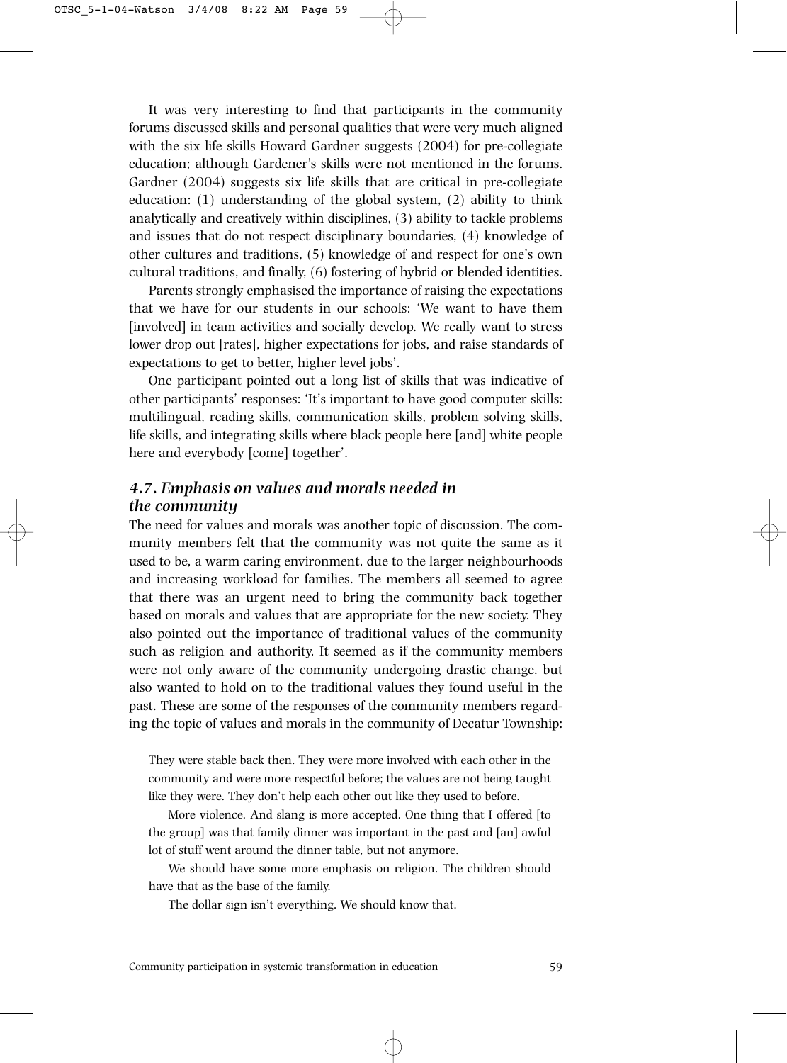It was very interesting to find that participants in the community forums discussed skills and personal qualities that were very much aligned with the six life skills Howard Gardner suggests (2004) for pre-collegiate education; although Gardener's skills were not mentioned in the forums. Gardner (2004) suggests six life skills that are critical in pre-collegiate education: (1) understanding of the global system, (2) ability to think analytically and creatively within disciplines, (3) ability to tackle problems and issues that do not respect disciplinary boundaries, (4) knowledge of other cultures and traditions, (5) knowledge of and respect for one's own cultural traditions, and finally, (6) fostering of hybrid or blended identities.

Parents strongly emphasised the importance of raising the expectations that we have for our students in our schools: 'We want to have them [involved] in team activities and socially develop. We really want to stress lower drop out [rates], higher expectations for jobs, and raise standards of expectations to get to better, higher level jobs'.

One participant pointed out a long list of skills that was indicative of other participants' responses: 'It's important to have good computer skills: multilingual, reading skills, communication skills, problem solving skills, life skills, and integrating skills where black people here [and] white people here and everybody [come] together'.

### *4.7. Emphasis on values and morals needed in the community*

The need for values and morals was another topic of discussion. The community members felt that the community was not quite the same as it used to be, a warm caring environment, due to the larger neighbourhoods and increasing workload for families. The members all seemed to agree that there was an urgent need to bring the community back together based on morals and values that are appropriate for the new society. They also pointed out the importance of traditional values of the community such as religion and authority. It seemed as if the community members were not only aware of the community undergoing drastic change, but also wanted to hold on to the traditional values they found useful in the past. These are some of the responses of the community members regarding the topic of values and morals in the community of Decatur Township:

> They were stable back then. They were more involved with each other in the community and were more respectful before; the values are not being taught like they were. They don't help each other out like they used to before.
>
> More violence. And slang is more accepted. One thing that I offered [to the group] was that family dinner was important in the past and [an] awful lot of stuff went around the dinner table, but not anymore.
>
> We should have some more emphasis on religion. The children should have that as the base of the family.
>
> The dollar sign isn't everything. We should know that.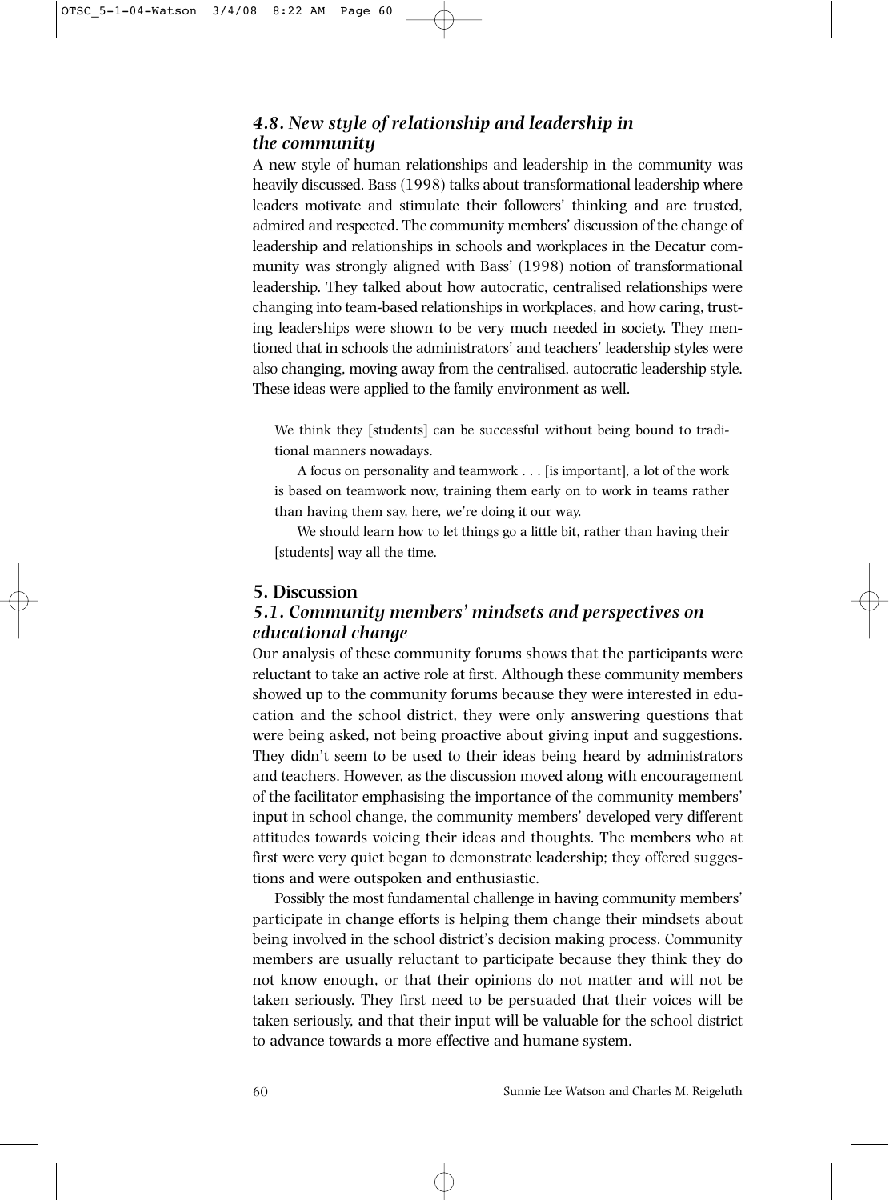### *4.8. New style of relationship and leadership in the community*

A new style of human relationships and leadership in the community was heavily discussed. Bass (1998) talks about transformational leadership where leaders motivate and stimulate their followers' thinking and are trusted, admired and respected. The community members' discussion of the change of leadership and relationships in schools and workplaces in the Decatur community was strongly aligned with Bass' (1998) notion of transformational leadership. They talked about how autocratic, centralised relationships were changing into team-based relationships in workplaces, and how caring, trusting leaderships were shown to be very much needed in society. They mentioned that in schools the administrators' and teachers' leadership styles were also changing, moving away from the centralised, autocratic leadership style. These ideas were applied to the family environment as well.

> We think they [students] can be successful without being bound to traditional manners nowadays.
>
> A focus on personality and teamwork . . . [is important], a lot of the work is based on teamwork now, training them early on to work in teams rather than having them say, here, we're doing it our way.
>
> We should learn how to let things go a little bit, rather than having their [students] way all the time.

## 5. Discussion

### *5.1. Community members' mindsets and perspectives on educational change*

Our analysis of these community forums shows that the participants were reluctant to take an active role at first. Although these community members showed up to the community forums because they were interested in education and the school district, they were only answering questions that were being asked, not being proactive about giving input and suggestions. They didn't seem to be used to their ideas being heard by administrators and teachers. However, as the discussion moved along with encouragement of the facilitator emphasising the importance of the community members' input in school change, the community members' developed very different attitudes towards voicing their ideas and thoughts. The members who at first were very quiet began to demonstrate leadership; they offered suggestions and were outspoken and enthusiastic.

Possibly the most fundamental challenge in having community members' participate in change efforts is helping them change their mindsets about being involved in the school district's decision making process. Community members are usually reluctant to participate because they think they do not know enough, or that their opinions do not matter and will not be taken seriously. They first need to be persuaded that their voices will be taken seriously, and that their input will be valuable for the school district to advance towards a more effective and humane system.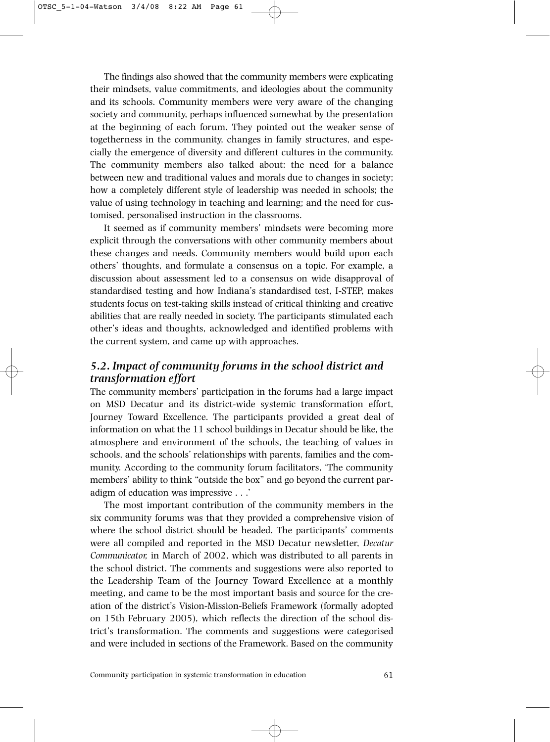The findings also showed that the community members were explicating their mindsets, value commitments, and ideologies about the community and its schools. Community members were very aware of the changing society and community, perhaps influenced somewhat by the presentation at the beginning of each forum. They pointed out the weaker sense of togetherness in the community, changes in family structures, and especially the emergence of diversity and different cultures in the community. The community members also talked about: the need for a balance between new and traditional values and morals due to changes in society; how a completely different style of leadership was needed in schools; the value of using technology in teaching and learning; and the need for customised, personalised instruction in the classrooms.

It seemed as if community members' mindsets were becoming more explicit through the conversations with other community members about these changes and needs. Community members would build upon each others' thoughts, and formulate a consensus on a topic. For example, a discussion about assessment led to a consensus on wide disapproval of standardised testing and how Indiana's standardised test, I-STEP, makes students focus on test-taking skills instead of critical thinking and creative abilities that are really needed in society. The participants stimulated each other's ideas and thoughts, acknowledged and identified problems with the current system, and came up with approaches.

### *5.2. Impact of community forums in the school district and transformation effort*

The community members' participation in the forums had a large impact on MSD Decatur and its district-wide systemic transformation effort, Journey Toward Excellence. The participants provided a great deal of information on what the 11 school buildings in Decatur should be like, the atmosphere and environment of the schools, the teaching of values in schools, and the schools' relationships with parents, families and the community. According to the community forum facilitators, 'The community members' ability to think "outside the box" and go beyond the current paradigm of education was impressive . . .'

The most important contribution of the community members in the six community forums was that they provided a comprehensive vision of where the school district should be headed. The participants' comments were all compiled and reported in the MSD Decatur newsletter, *Decatur Communicator,* in March of 2002, which was distributed to all parents in the school district. The comments and suggestions were also reported to the Leadership Team of the Journey Toward Excellence at a monthly meeting, and came to be the most important basis and source for the creation of the district's Vision-Mission-Beliefs Framework (formally adopted on 15th February 2005), which reflects the direction of the school district's transformation. The comments and suggestions were categorised and were included in sections of the Framework. Based on the community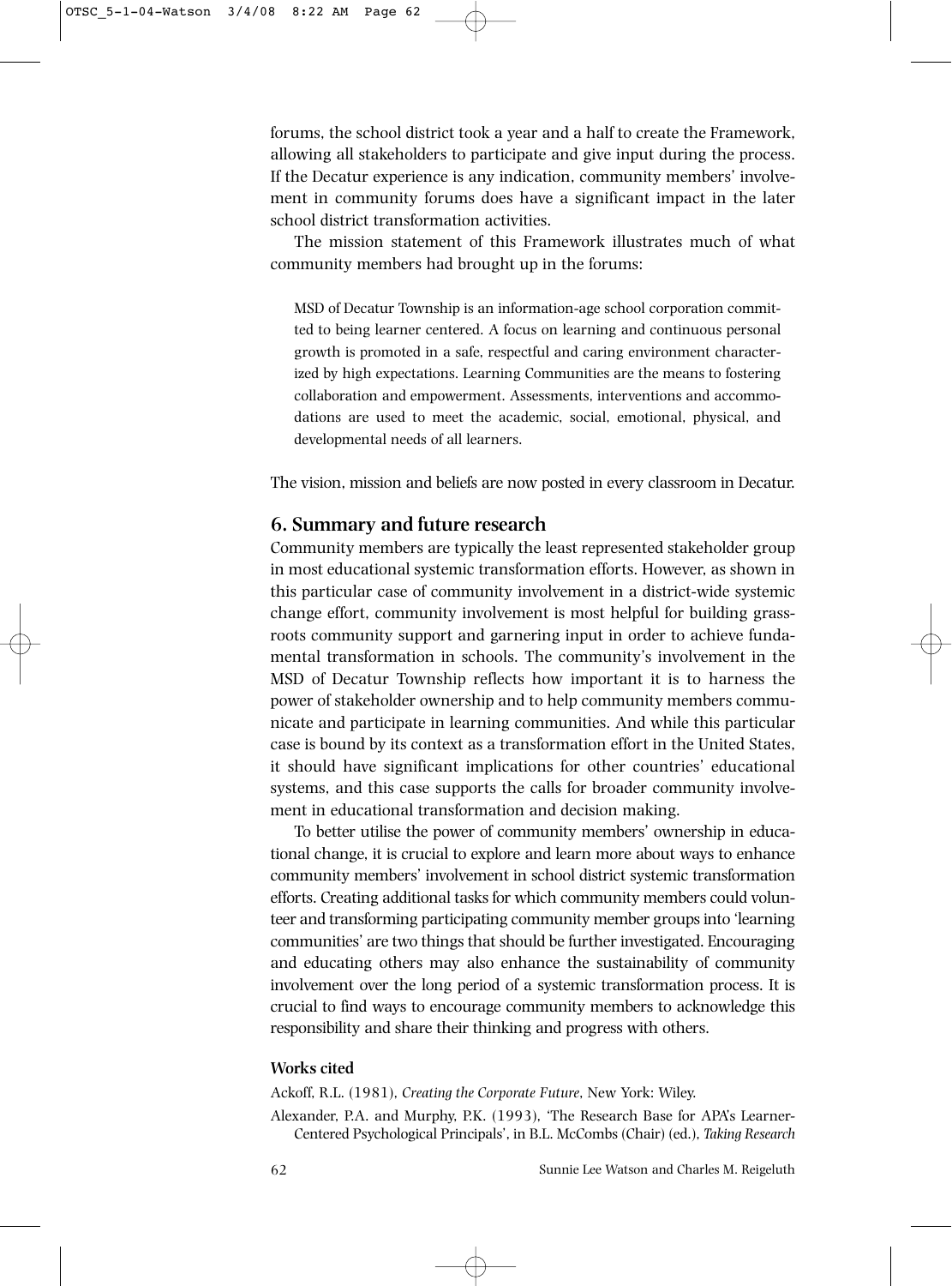forums, the school district took a year and a half to create the Framework, allowing all stakeholders to participate and give input during the process. If the Decatur experience is any indication, community members' involvement in community forums does have a significant impact in the later school district transformation activities.

The mission statement of this Framework illustrates much of what community members had brought up in the forums:

> MSD of Decatur Township is an information-age school corporation committed to being learner centered. A focus on learning and continuous personal growth is promoted in a safe, respectful and caring environment characterized by high expectations. Learning Communities are the means to fostering collaboration and empowerment. Assessments, interventions and accommodations are used to meet the academic, social, emotional, physical, and developmental needs of all learners.

The vision, mission and beliefs are now posted in every classroom in Decatur.

## 6. Summary and future research

Community members are typically the least represented stakeholder group in most educational systemic transformation efforts. However, as shown in this particular case of community involvement in a district-wide systemic change effort, community involvement is most helpful for building grassroots community support and garnering input in order to achieve fundamental transformation in schools. The community's involvement in the MSD of Decatur Township reflects how important it is to harness the power of stakeholder ownership and to help community members communicate and participate in learning communities. And while this particular case is bound by its context as a transformation effort in the United States, it should have significant implications for other countries' educational systems, and this case supports the calls for broader community involvement in educational transformation and decision making.

To better utilise the power of community members' ownership in educational change, it is crucial to explore and learn more about ways to enhance community members' involvement in school district systemic transformation efforts. Creating additional tasks for which community members could volunteer and transforming participating community member groups into 'learning communities' are two things that should be further investigated. Encouraging and educating others may also enhance the sustainability of community involvement over the long period of a systemic transformation process. It is crucial to find ways to encourage community members to acknowledge this responsibility and share their thinking and progress with others.

### Works cited

Ackoff, R.L. (1981), *Creating the Corporate Future*, New York: Wiley.

Alexander, P.A. and Murphy, P.K. (1993), 'The Research Base for APA's Learner-Centered Psychological Principals', in B.L. McCombs (Chair) (ed.), *Taking Research*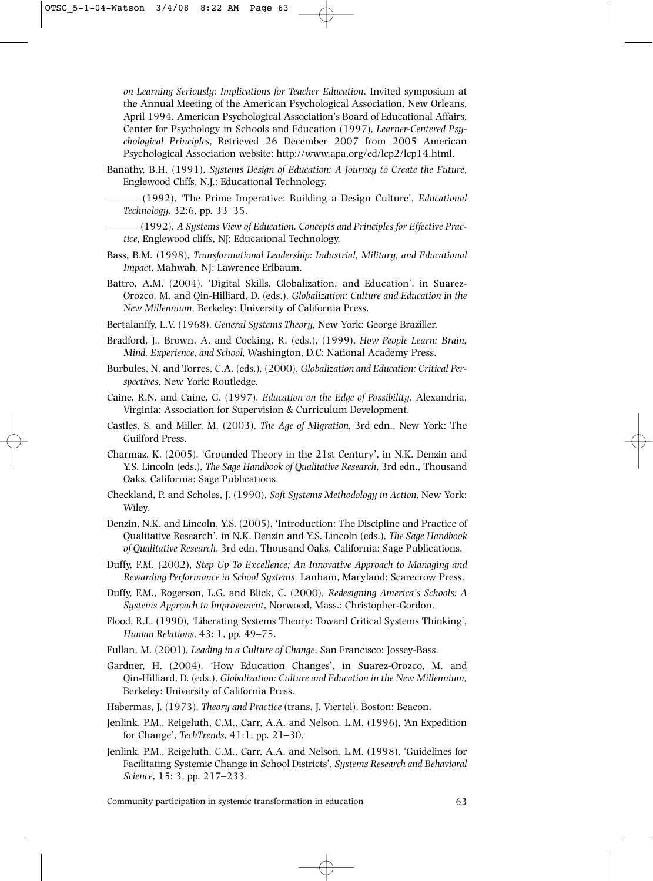*on Learning Seriously: Implications for Teacher Education*. Invited symposium at the Annual Meeting of the American Psychological Association, New Orleans, April 1994. American Psychological Association's Board of Educational Affairs, Center for Psychology in Schools and Education (1997), *Learner-Centered Psychological Principles,* Retrieved 26 December 2007 from 2005 American Psychological Association website: http://www.apa.org/ed/lcp2/lcp14.html.

Banathy, B.H. (1991), *Systems Design of Education: A Journey to Create the Future*, Englewood Cliffs, N.J.: Educational Technology.

——— (1992), 'The Prime Imperative: Building a Design Culture', *Educational Technology,* 32:6, pp. 33–35.

——— (1992), *A Systems View of Education. Concepts and Principles for Effective Practice,* Englewood cliffs, NJ: Educational Technology.

Bass, B.M. (1998), *Transformational Leadership: Industrial, Military, and Educational Impact*, Mahwah, NJ: Lawrence Erlbaum.

Battro, A.M. (2004), 'Digital Skills, Globalization, and Education', in Suarez-Orozco, M. and Qin-Hilliard, D. (eds.), *Globalization: Culture and Education in the New Millennium,* Berkeley: University of California Press.

Bertalanffy, L.V. (1968), *General Systems Theory,* New York: George Braziller.

Bradford, J., Brown, A. and Cocking, R. (eds.), (1999), *How People Learn: Brain, Mind, Experience, and School,* Washington, D.C: National Academy Press.

Burbules, N. and Torres, C.A. (eds.), (2000), *Globalization and Education: Critical Perspectives*, New York: Routledge.

Caine, R.N. and Caine, G. (1997), *Education on the Edge of Possibility*, Alexandria, Virginia: Association for Supervision & Curriculum Development.

Castles, S. and Miller, M. (2003), *The Age of Migration,* 3rd edn., New York: The Guilford Press.

Charmaz, K. (2005), 'Grounded Theory in the 21st Century', in N.K. Denzin and Y.S. Lincoln (eds.), *The Sage Handbook of Qualitative Research*, 3rd edn., Thousand Oaks, California: Sage Publications.

Checkland, P. and Scholes, J. (1990), *Soft Systems Methodology in Action,* New York: Wiley.

Denzin, N.K. and Lincoln, Y.S. (2005), 'Introduction: The Discipline and Practice of Qualitative Research', in N.K. Denzin and Y.S. Lincoln (eds.), *The Sage Handbook of Qualitative Research*, 3rd edn. Thousand Oaks, California: Sage Publications.

Duffy, F.M. (2002), *Step Up To Excellence; An Innovative Approach to Managing and Rewarding Performance in School Systems,* Lanham, Maryland: Scarecrow Press.

Duffy, F.M., Rogerson, L.G. and Blick, C. (2000), *Redesigning America's Schools: A Systems Approach to Improvement*, Norwood, Mass.: Christopher-Gordon.

Flood, R.L. (1990), 'Liberating Systems Theory: Toward Critical Systems Thinking', *Human Relations,* 43: 1, pp. 49–75.

Fullan, M. (2001), *Leading in a Culture of Change*, San Francisco: Jossey-Bass.

Gardner, H. (2004), 'How Education Changes', in Suarez-Orozco, M. and Qin-Hilliard, D. (eds.), *Globalization: Culture and Education in the New Millennium,* Berkeley: University of California Press.

Habermas, J. (1973), *Theory and Practice* (trans. J. Viertel), Boston: Beacon.

Jenlink, P.M., Reigeluth, C.M., Carr, A.A. and Nelson, L.M. (1996), 'An Expedition for Change', *TechTrends*, 41:1, pp. 21–30.

Jenlink, P.M., Reigeluth, C.M., Carr, A.A. and Nelson, L.M. (1998), 'Guidelines for Facilitating Systemic Change in School Districts', *Systems Research and Behavioral Science*, 15: 3, pp. 217–233.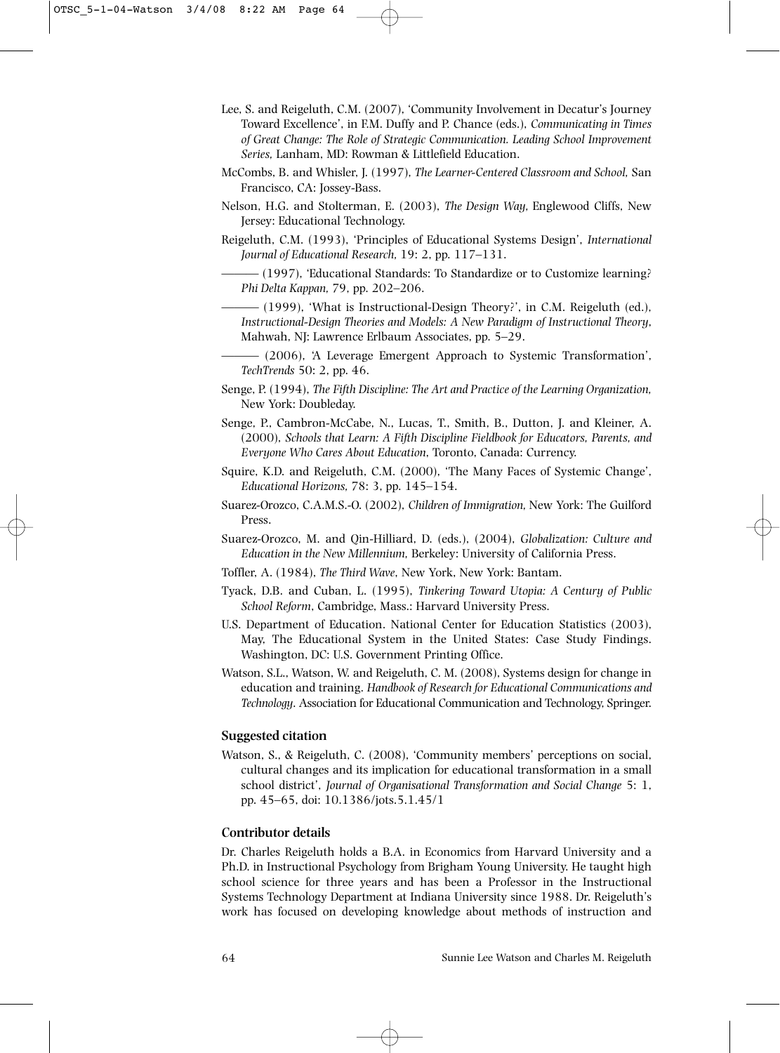Lee, S. and Reigeluth, C.M. (2007), 'Community Involvement in Decatur's Journey Toward Excellence', in F.M. Duffy and P. Chance (eds.), *Communicating in Times of Great Change: The Role of Strategic Communication. Leading School Improvement Series,* Lanham, MD: Rowman & Littlefield Education.

McCombs, B. and Whisler, J. (1997), *The Learner-Centered Classroom and School,* San Francisco, CA: Jossey-Bass.

Nelson, H.G. and Stolterman, E. (2003), *The Design Way,* Englewood Cliffs, New Jersey: Educational Technology.

Reigeluth, C.M. (1993), 'Principles of Educational Systems Design', *International Journal of Educational Research,* 19: 2, pp. 117–131.

——— (1997), 'Educational Standards: To Standardize or to Customize learning? *Phi Delta Kappan,* 79, pp. 202–206.

——— (1999), 'What is Instructional-Design Theory?', in C.M. Reigeluth (ed.), *Instructional-Design Theories and Models: A New Paradigm of Instructional Theory*, Mahwah, NJ: Lawrence Erlbaum Associates, pp. 5–29.

——— (2006), 'A Leverage Emergent Approach to Systemic Transformation', *TechTrends* 50: 2, pp. 46.

Senge, P. (1994), *The Fifth Discipline: The Art and Practice of the Learning Organization,* New York: Doubleday.

Senge, P., Cambron-McCabe, N., Lucas, T., Smith, B., Dutton, J. and Kleiner, A. (2000), *Schools that Learn: A Fifth Discipline Fieldbook for Educators, Parents, and Everyone Who Cares About Education*, Toronto, Canada: Currency.

Squire, K.D. and Reigeluth, C.M. (2000), 'The Many Faces of Systemic Change', *Educational Horizons,* 78: 3, pp. 145–154.

Suarez-Orozco, C.A.M.S.-O. (2002), *Children of Immigration,* New York: The Guilford Press.

Suarez-Orozco, M. and Qin-Hilliard, D. (eds.), (2004), *Globalization: Culture and Education in the New Millennium,* Berkeley: University of California Press.

Toffler, A. (1984), *The Third Wave*, New York, New York: Bantam.

Tyack, D.B. and Cuban, L. (1995), *Tinkering Toward Utopia: A Century of Public School Reform*, Cambridge, Mass.: Harvard University Press.

U.S. Department of Education. National Center for Education Statistics (2003), May, The Educational System in the United States: Case Study Findings. Washington, DC: U.S. Government Printing Office.

Watson, S.L., Watson, W. and Reigeluth, C. M. (2008), Systems design for change in education and training. *Handbook of Research for Educational Communications and Technology*. Association for Educational Communication and Technology, Springer.

### Suggested citation

Watson, S., & Reigeluth, C. (2008), 'Community members' perceptions on social, cultural changes and its implication for educational transformation in a small school district', *Journal of Organisational Transformation and Social Change* 5: 1, pp. 45–65, doi: 10.1386/jots.5.1.45/1

### Contributor details

Dr. Charles Reigeluth holds a B.A. in Economics from Harvard University and a Ph.D. in Instructional Psychology from Brigham Young University. He taught high school science for three years and has been a Professor in the Instructional Systems Technology Department at Indiana University since 1988. Dr. Reigeluth's work has focused on developing knowledge about methods of instruction and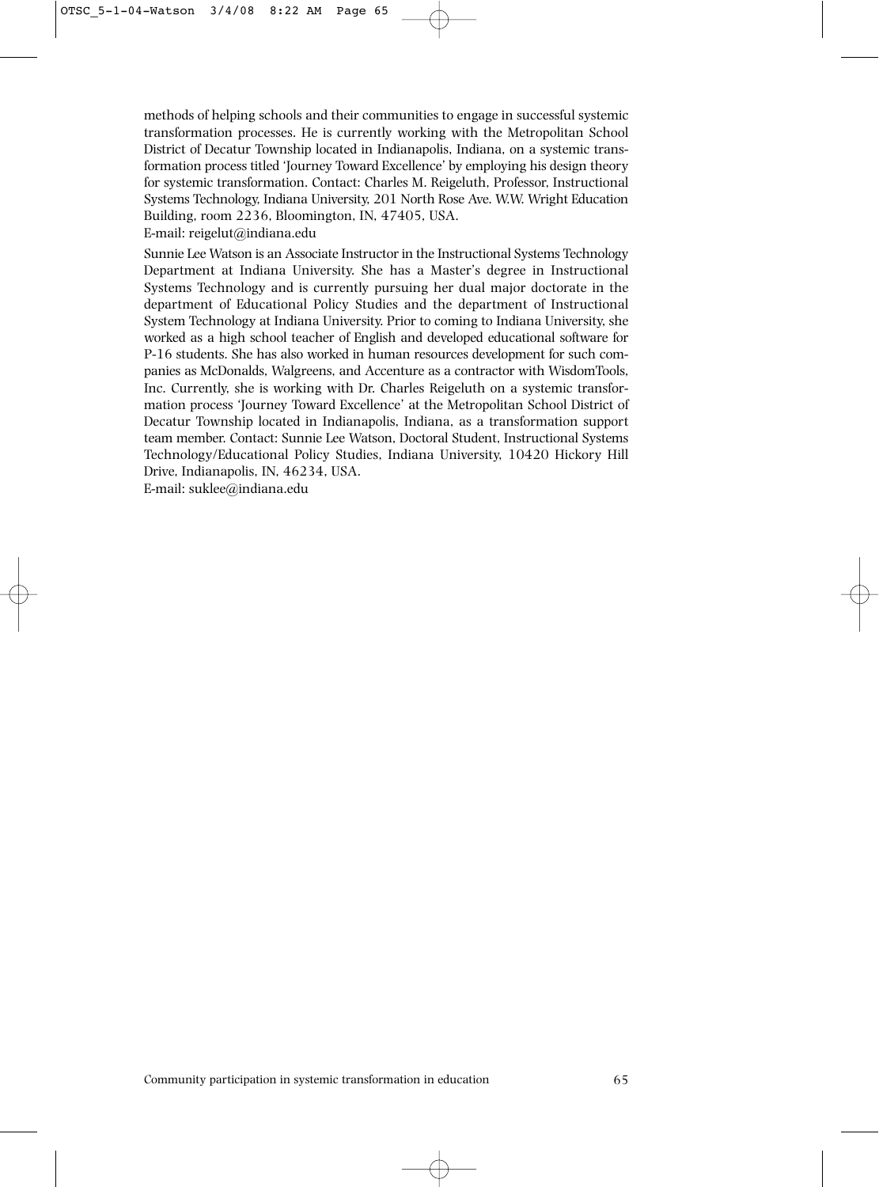methods of helping schools and their communities to engage in successful systemic transformation processes. He is currently working with the Metropolitan School District of Decatur Township located in Indianapolis, Indiana, on a systemic transformation process titled 'Journey Toward Excellence' by employing his design theory for systemic transformation. Contact: Charles M. Reigeluth, Professor, Instructional Systems Technology, Indiana University, 201 North Rose Ave. W.W. Wright Education Building, room 2236, Bloomington, IN, 47405, USA.
E-mail: reigelut@indiana.edu

Sunnie Lee Watson is an Associate Instructor in the Instructional Systems Technology Department at Indiana University. She has a Master's degree in Instructional Systems Technology and is currently pursuing her dual major doctorate in the department of Educational Policy Studies and the department of Instructional System Technology at Indiana University. Prior to coming to Indiana University, she worked as a high school teacher of English and developed educational software for P-16 students. She has also worked in human resources development for such companies as McDonalds, Walgreens, and Accenture as a contractor with WisdomTools, Inc. Currently, she is working with Dr. Charles Reigeluth on a systemic transformation process 'Journey Toward Excellence' at the Metropolitan School District of Decatur Township located in Indianapolis, Indiana, as a transformation support team member. Contact: Sunnie Lee Watson, Doctoral Student, Instructional Systems Technology/Educational Policy Studies, Indiana University, 10420 Hickory Hill Drive, Indianapolis, IN, 46234, USA.
E-mail: suklee@indiana.edu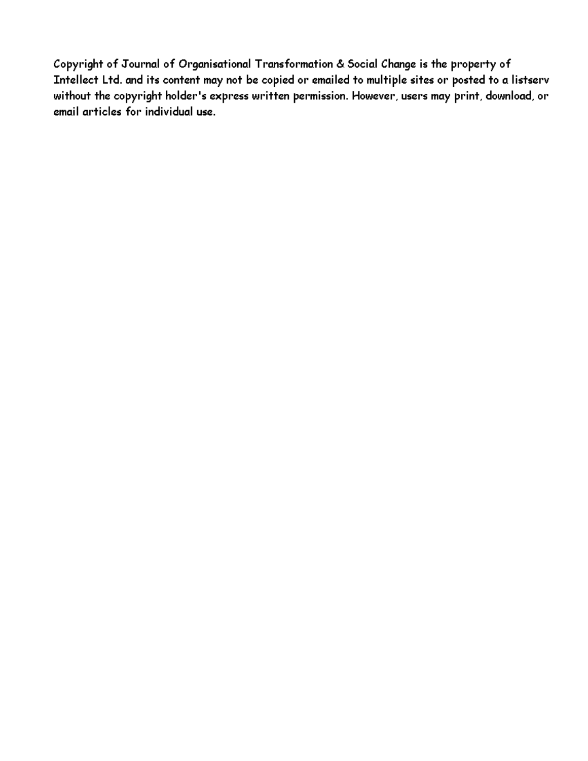Copyright of Journal of Organisational Transformation & Social Change is the property of Intellect Ltd. and its content may not be copied or emailed to multiple sites or posted to a listserv without the copyright holder's express written permission. However, users may print, download, or email articles for individual use.